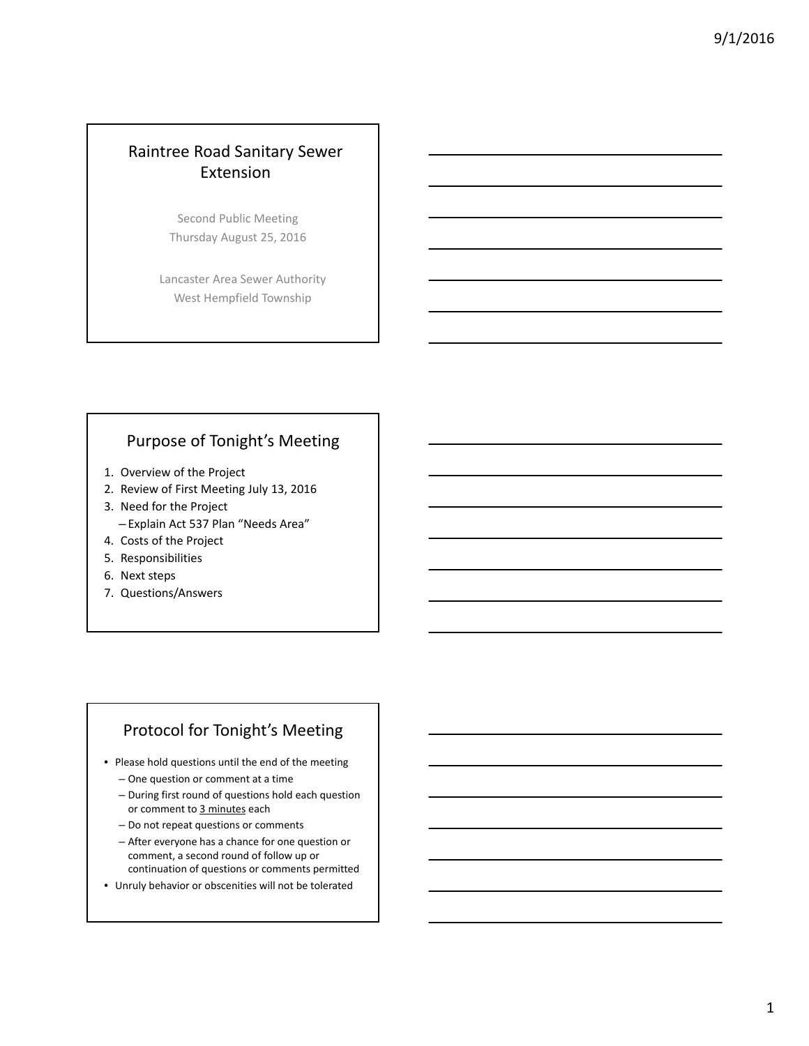# Raintree Road Sanitary Sewer Extension

Second Public Meeting
Thursday August 25, 2016

Lancaster Area Sewer Authority
West Hempfield Township

## Purpose of Tonight's Meeting

1. Overview of the Project
2. Review of First Meeting July 13, 2016
3. Need for the Project
   – Explain Act 537 Plan "Needs Area"
4. Costs of the Project
5. Responsibilities
6. Next steps
7. Questions/Answers

## Protocol for Tonight's Meeting

- Please hold questions until the end of the meeting
  – One question or comment at a time
  – During first round of questions hold each question or comment to <u>3 minutes</u> each
  – Do not repeat questions or comments
  – After everyone has a chance for one question or comment, a second round of follow up or continuation of questions or comments permitted
- Unruly behavior or obscenities will not be tolerated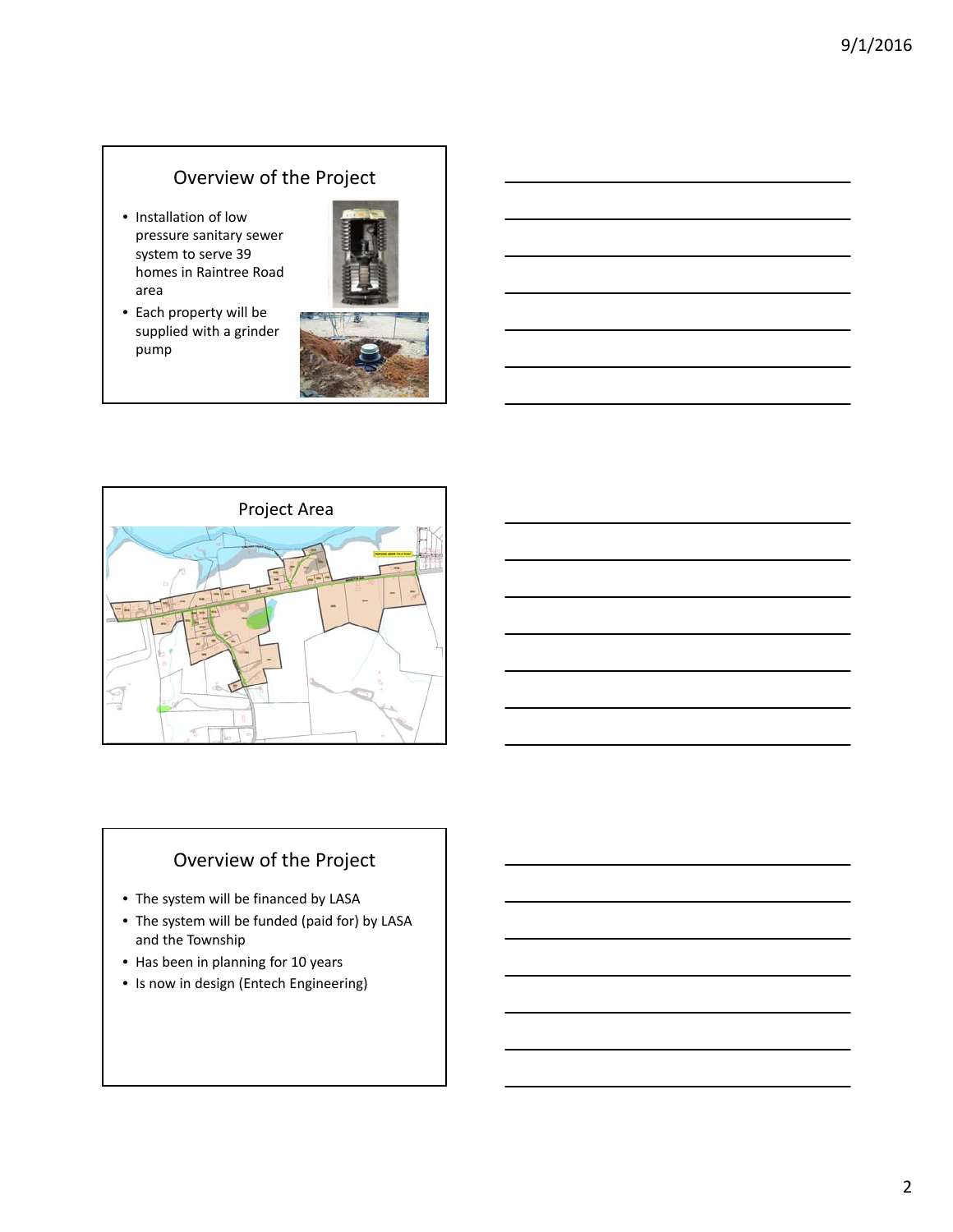## Overview of the Project

- Installation of low pressure sanitary sewer system to serve 39 homes in Raintree Road area
- Each property will be supplied with a grinder pump

## Project Area

## Overview of the Project

- The system will be financed by LASA
- The system will be funded (paid for) by LASA and the Township
- Has been in planning for 10 years
- Is now in design (Entech Engineering)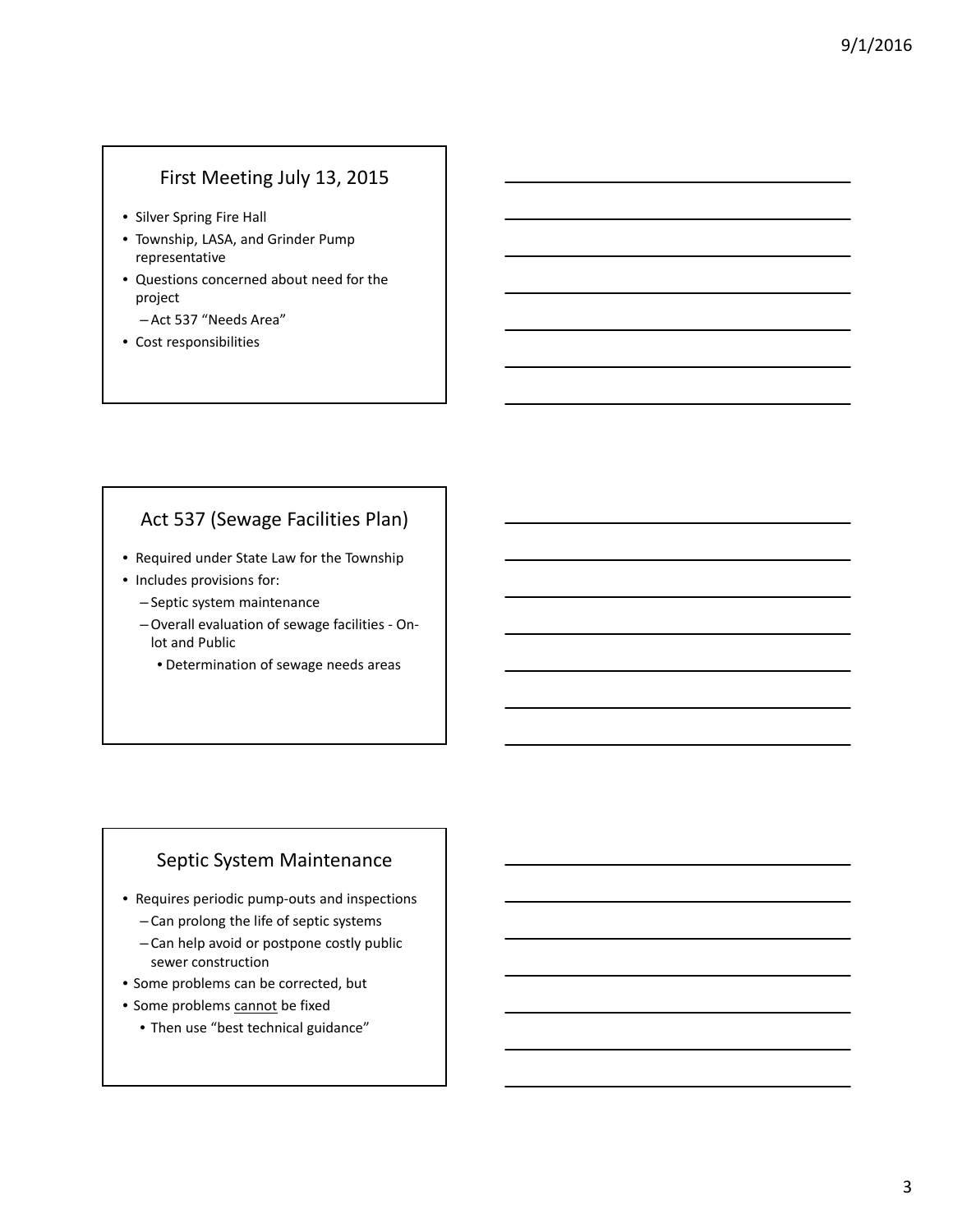## First Meeting July 13, 2015

- Silver Spring Fire Hall
- Township, LASA, and Grinder Pump representative
- Questions concerned about need for the project
  - Act 537 "Needs Area"
- Cost responsibilities

## Act 537 (Sewage Facilities Plan)

- Required under State Law for the Township
- Includes provisions for:
  - Septic system maintenance
  - Overall evaluation of sewage facilities - On-lot and Public
    - Determination of sewage needs areas

## Septic System Maintenance

- Requires periodic pump-outs and inspections
  - Can prolong the life of septic systems
  - Can help avoid or postpone costly public sewer construction
- Some problems can be corrected, but
- Some problems cannot be fixed
  - Then use "best technical guidance"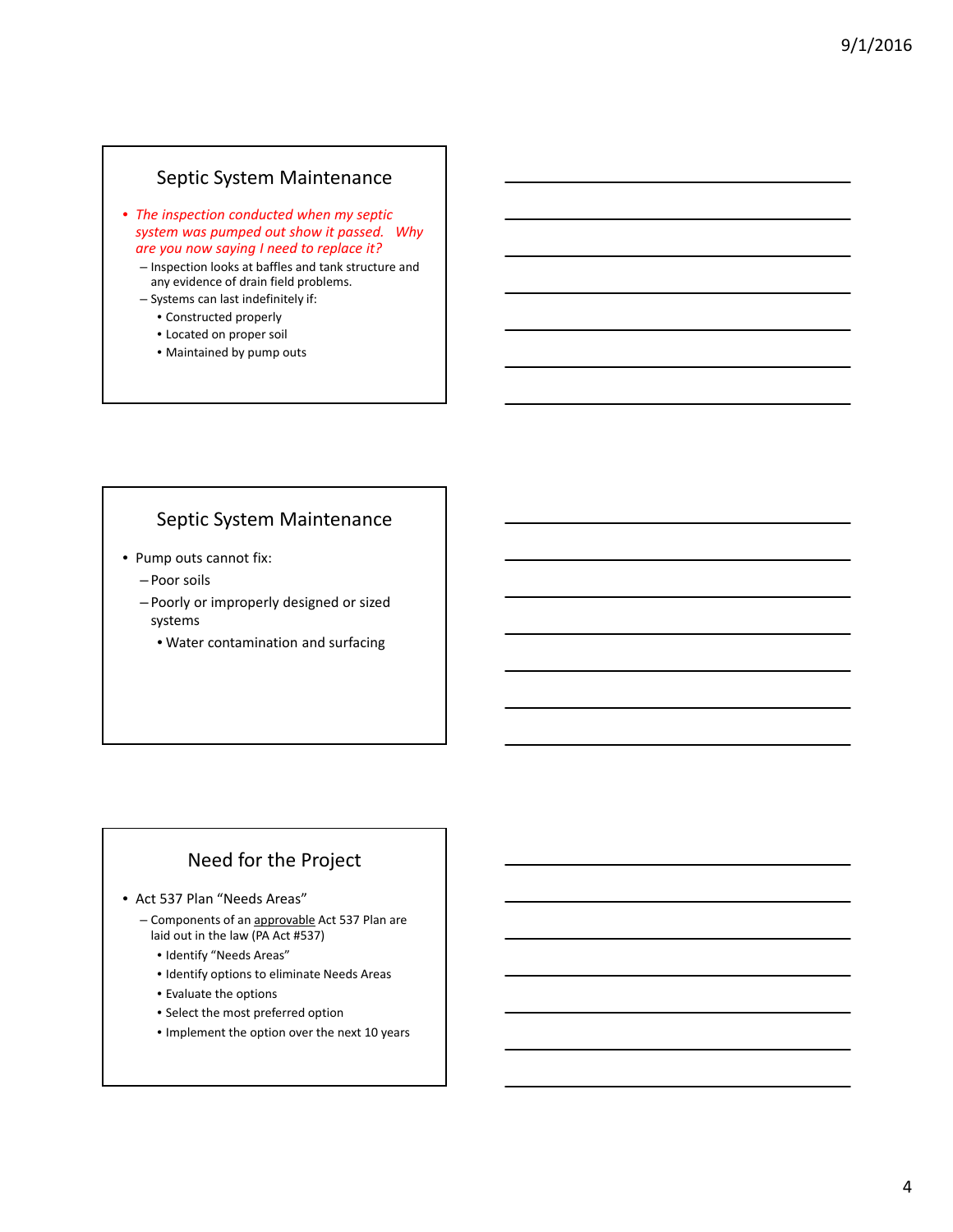## Septic System Maintenance

- *The inspection conducted when my septic system was pumped out show it passed. Why are you now saying I need to replace it?*
  - Inspection looks at baffles and tank structure and any evidence of drain field problems.
  - Systems can last indefinitely if:
    - Constructed properly
    - Located on proper soil
    - Maintained by pump outs

## Septic System Maintenance

- Pump outs cannot fix:
  - Poor soils
  - Poorly or improperly designed or sized systems
    - Water contamination and surfacing

## Need for the Project

- Act 537 Plan "Needs Areas"
  - Components of an approvable Act 537 Plan are laid out in the law (PA Act #537)
    - Identify "Needs Areas"
    - Identify options to eliminate Needs Areas
    - Evaluate the options
    - Select the most preferred option
    - Implement the option over the next 10 years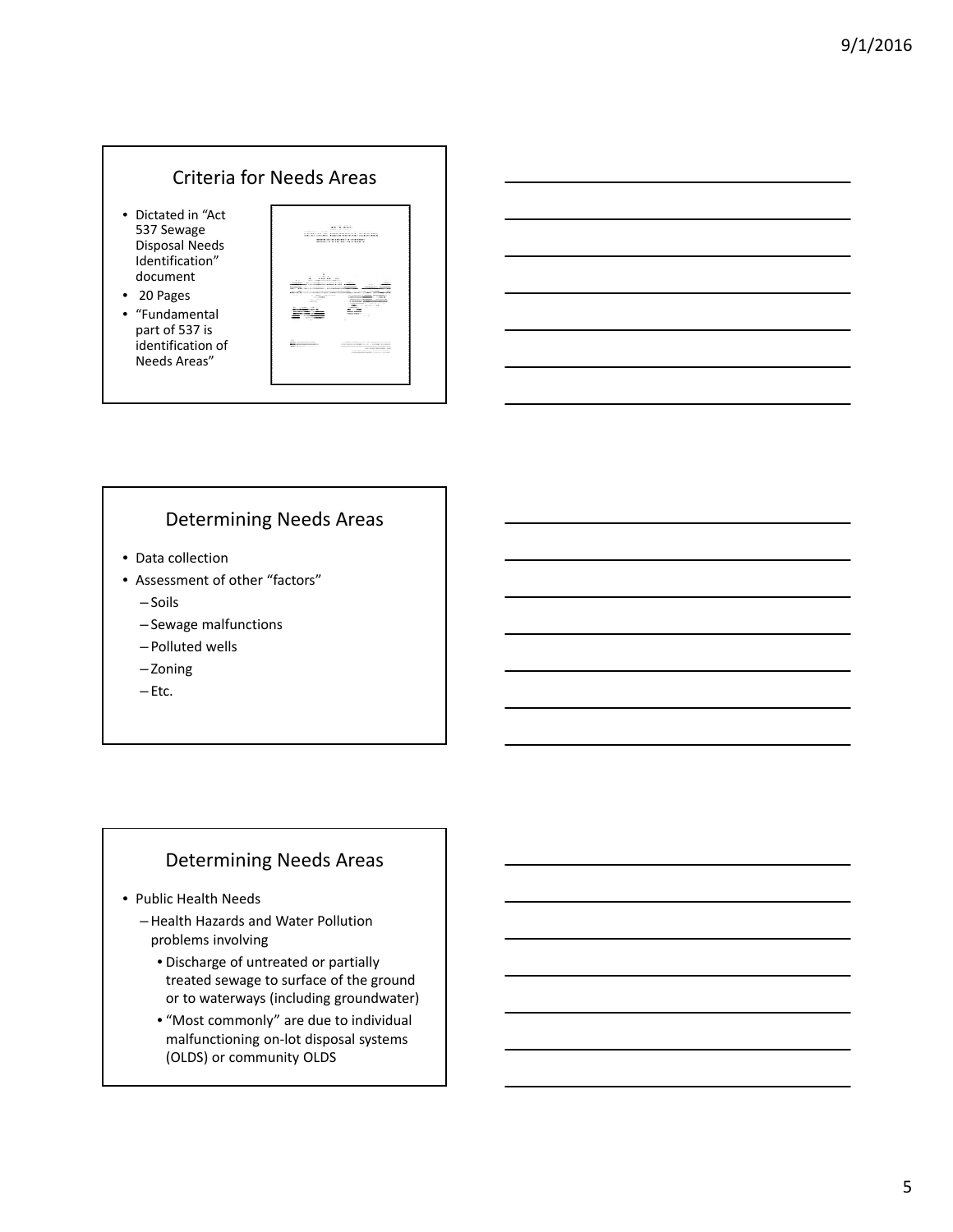## Criteria for Needs Areas

- Dictated in "Act 537 Sewage Disposal Needs Identification" document
- 20 Pages
- "Fundamental part of 537 is identification of Needs Areas"

## Determining Needs Areas

- Data collection
- Assessment of other "factors"
  - Soils
  - Sewage malfunctions
  - Polluted wells
  - Zoning
  - Etc.

## Determining Needs Areas

- Public Health Needs
  - Health Hazards and Water Pollution problems involving
    - Discharge of untreated or partially treated sewage to surface of the ground or to waterways (including groundwater)
    - "Most commonly" are due to individual malfunctioning on-lot disposal systems (OLDS) or community OLDS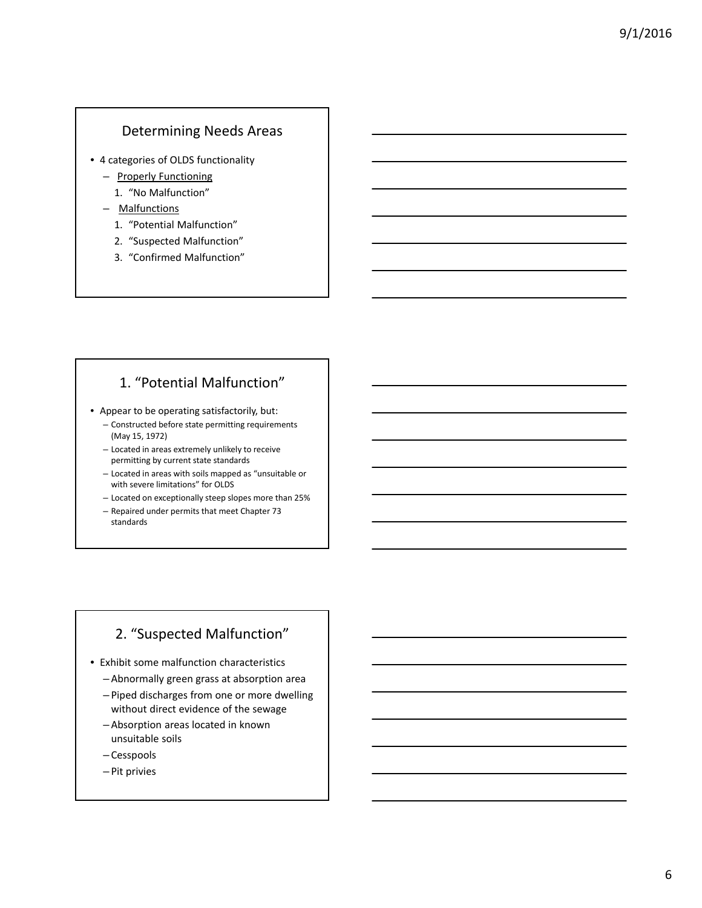## Determining Needs Areas

- 4 categories of OLDS functionality
  - Properly Functioning
    1. "No Malfunction"
  - Malfunctions
    1. "Potential Malfunction"
    2. "Suspected Malfunction"
    3. "Confirmed Malfunction"

## 1. "Potential Malfunction"

- Appear to be operating satisfactorily, but:
  - Constructed before state permitting requirements (May 15, 1972)
  - Located in areas extremely unlikely to receive permitting by current state standards
  - Located in areas with soils mapped as "unsuitable or with severe limitations" for OLDS
  - Located on exceptionally steep slopes more than 25%
  - Repaired under permits that meet Chapter 73 standards

## 2. "Suspected Malfunction"

- Exhibit some malfunction characteristics
  - Abnormally green grass at absorption area
  - Piped discharges from one or more dwelling without direct evidence of the sewage
  - Absorption areas located in known unsuitable soils
  - Cesspools
  - Pit privies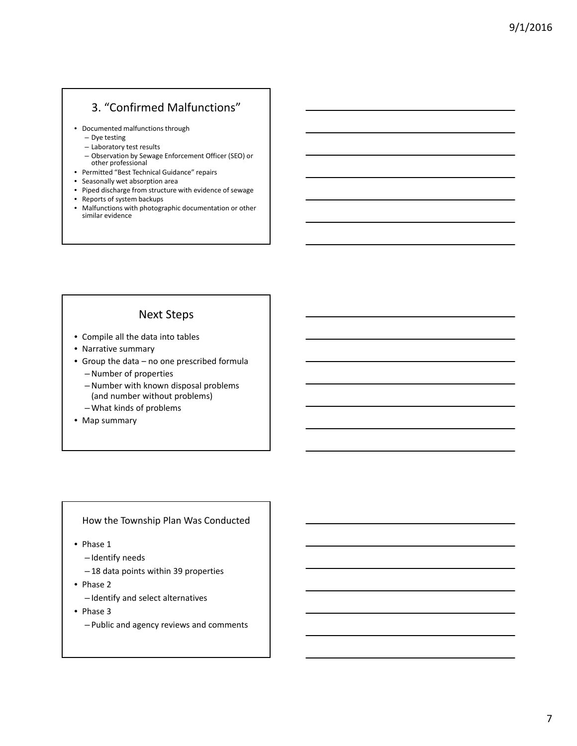## 3. "Confirmed Malfunctions"

- Documented malfunctions through
  - Dye testing
  - Laboratory test results
  - Observation by Sewage Enforcement Officer (SEO) or other professional
- Permitted "Best Technical Guidance" repairs
- Seasonally wet absorption area
- Piped discharge from structure with evidence of sewage
- Reports of system backups
- Malfunctions with photographic documentation or other similar evidence

## Next Steps

- Compile all the data into tables
- Narrative summary
- Group the data – no one prescribed formula
  - Number of properties
  - Number with known disposal problems (and number without problems)
  - What kinds of problems
- Map summary

## How the Township Plan Was Conducted

- Phase 1
  - Identify needs
  - 18 data points within 39 properties
- Phase 2
  - Identify and select alternatives
- Phase 3
  - Public and agency reviews and comments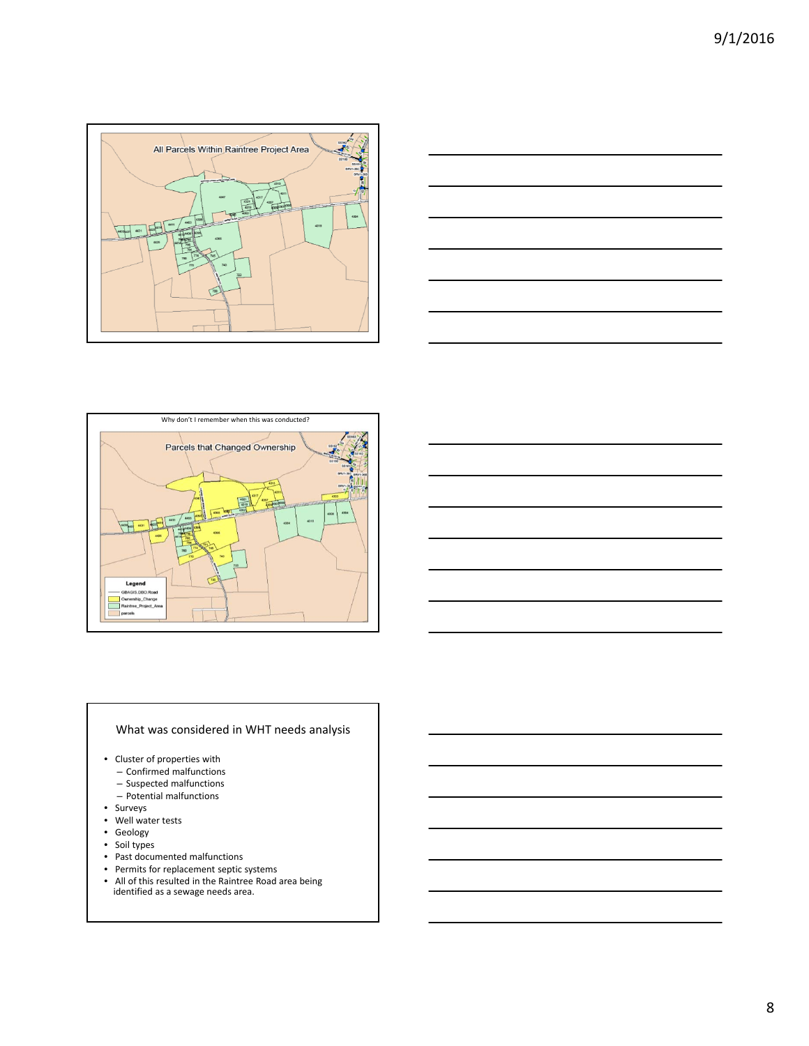## All Parcels Within Raintree Project Area

Why don't I remember when this was conducted?

## Parcels that Changed Ownership

Legend

- GBAGIS.DBO.Road
- Ownership_Change
- Raintree_Project_Area
- parcels

## What was considered in WHT needs analysis

- Cluster of properties with
  - Confirmed malfunctions
  - Suspected malfunctions
  - Potential malfunctions
- Surveys
- Well water tests
- Geology
- Soil types
- Past documented malfunctions
- Permits for replacement septic systems
- All of this resulted in the Raintree Road area being identified as a sewage needs area.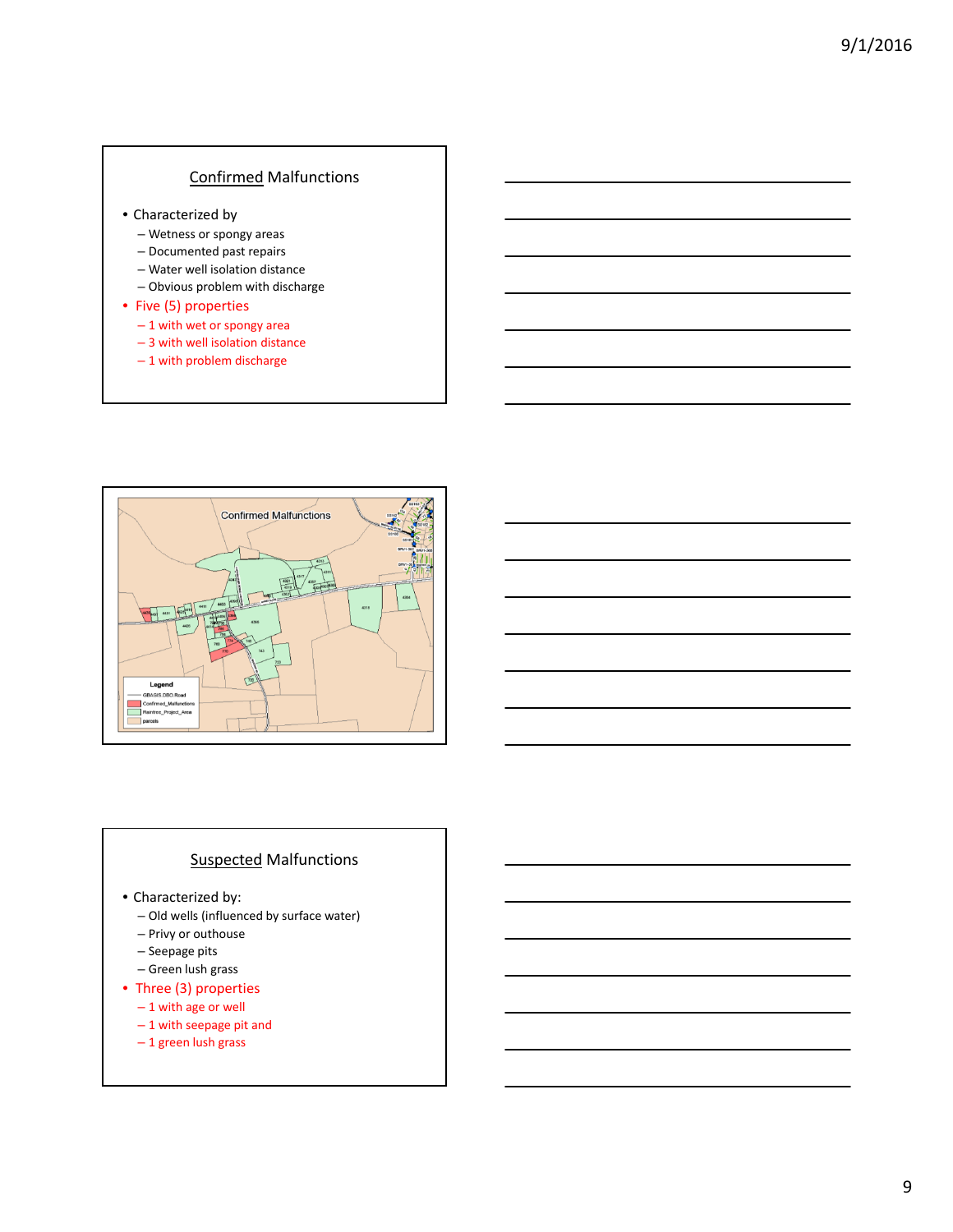## Confirmed Malfunctions

- Characterized by
  - Wetness or spongy areas
  - Documented past repairs
  - Water well isolation distance
  - Obvious problem with discharge
- Five (5) properties
  - 1 with wet or spongy area
  - 3 with well isolation distance
  - 1 with problem discharge

## Suspected Malfunctions

- Characterized by:
  - Old wells (influenced by surface water)
  - Privy or outhouse
  - Seepage pits
  - Green lush grass
- Three (3) properties
  - 1 with age or well
  - 1 with seepage pit and
  - 1 green lush grass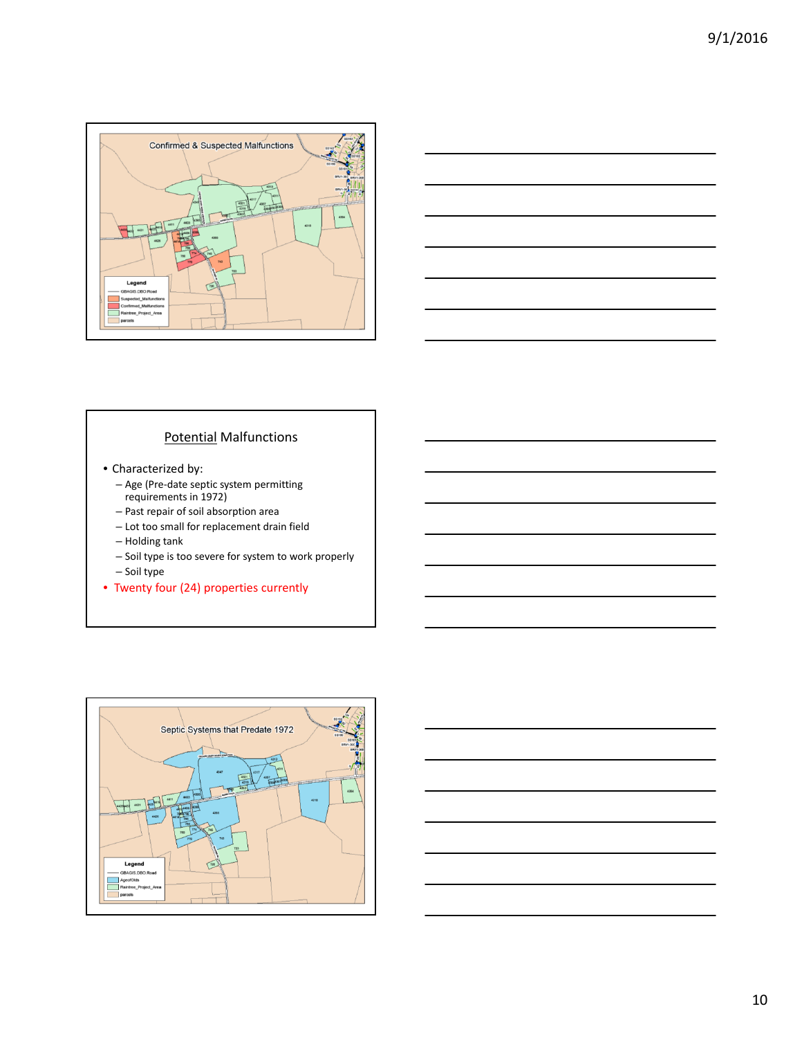## Confirmed & Suspected Malfunctions

Legend
- GBAGIS.DBO.Road
- Suspected_Malfunctions
- Confirmed_Malfunctions
- Raintree_Project_Area
- parcels

## Potential Malfunctions

- Characterized by:
  - Age (Pre-date septic system permitting requirements in 1972)
  - Past repair of soil absorption area
  - Lot too small for replacement drain field
  - Holding tank
  - Soil type is too severe for system to work properly
  - Soil type
- Twenty four (24) properties currently

## Septic Systems that Predate 1972

Legend
- GBAGIS.DBO.Road
- AgeofOlds
- Raintree_Project_Area
- parcels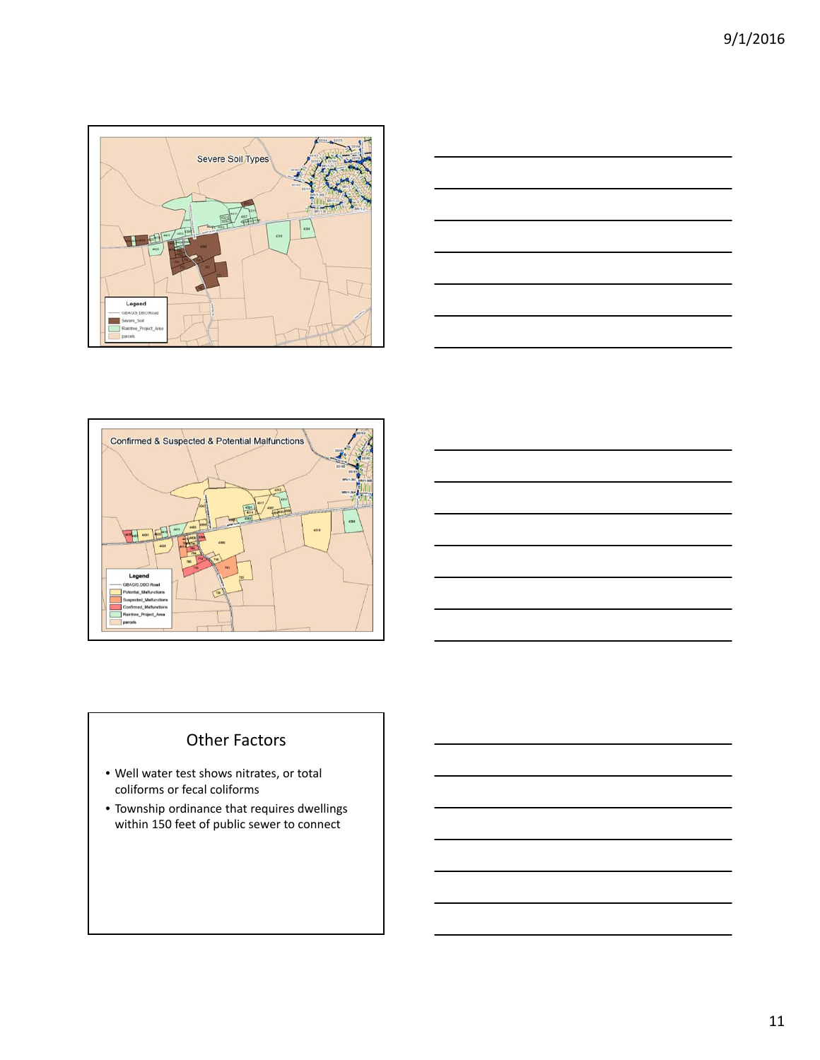## Severe Soil Types

Legend
- GBAGIS.DBO.Road
- Severe_Soil
- Raintree_Project_Area
- parcels

## Confirmed & Suspected & Potential Malfunctions

Legend
- GBAGIS.DBO.Road
- Potential_Malfunctions
- Suspected_Malfunctions
- Confirmed_Malfunctions
- Raintree_Project_Area
- parcels

## Other Factors

- Well water test shows nitrates, or total coliforms or fecal coliforms
- Township ordinance that requires dwellings within 150 feet of public sewer to connect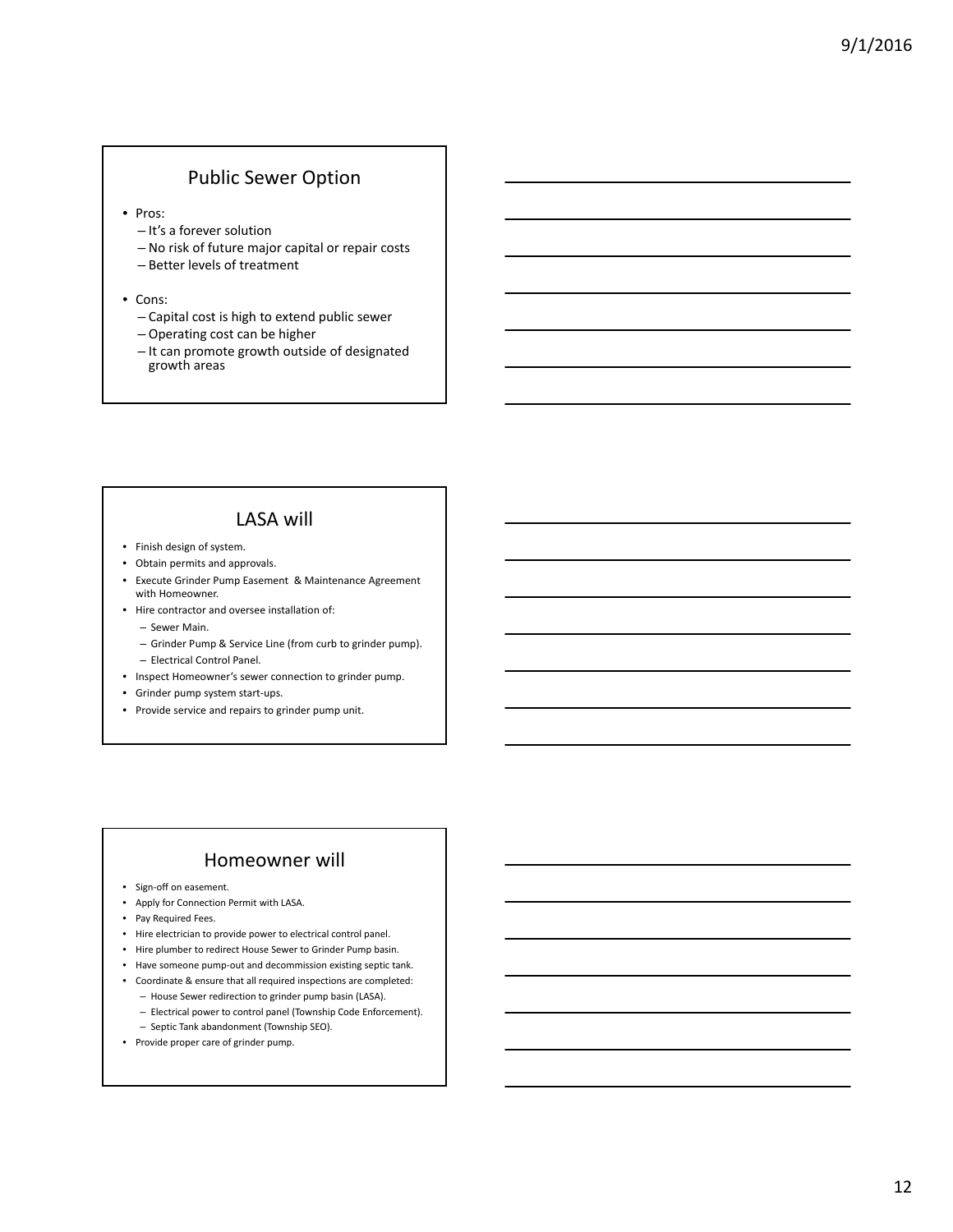## Public Sewer Option

- Pros:
  - It's a forever solution
  - No risk of future major capital or repair costs
  - Better levels of treatment
- Cons:
  - Capital cost is high to extend public sewer
  - Operating cost can be higher
  - It can promote growth outside of designated growth areas

## LASA will

- Finish design of system.
- Obtain permits and approvals.
- Execute Grinder Pump Easement & Maintenance Agreement with Homeowner.
- Hire contractor and oversee installation of:
  - Sewer Main.
  - Grinder Pump & Service Line (from curb to grinder pump).
  - Electrical Control Panel.
- Inspect Homeowner's sewer connection to grinder pump.
- Grinder pump system start-ups.
- Provide service and repairs to grinder pump unit.

## Homeowner will

- Sign-off on easement.
- Apply for Connection Permit with LASA.
- Pay Required Fees.
- Hire electrician to provide power to electrical control panel.
- Hire plumber to redirect House Sewer to Grinder Pump basin.
- Have someone pump-out and decommission existing septic tank.
- Coordinate & ensure that all required inspections are completed:
  - House Sewer redirection to grinder pump basin (LASA).
  - Electrical power to control panel (Township Code Enforcement).
  - Septic Tank abandonment (Township SEO).
- Provide proper care of grinder pump.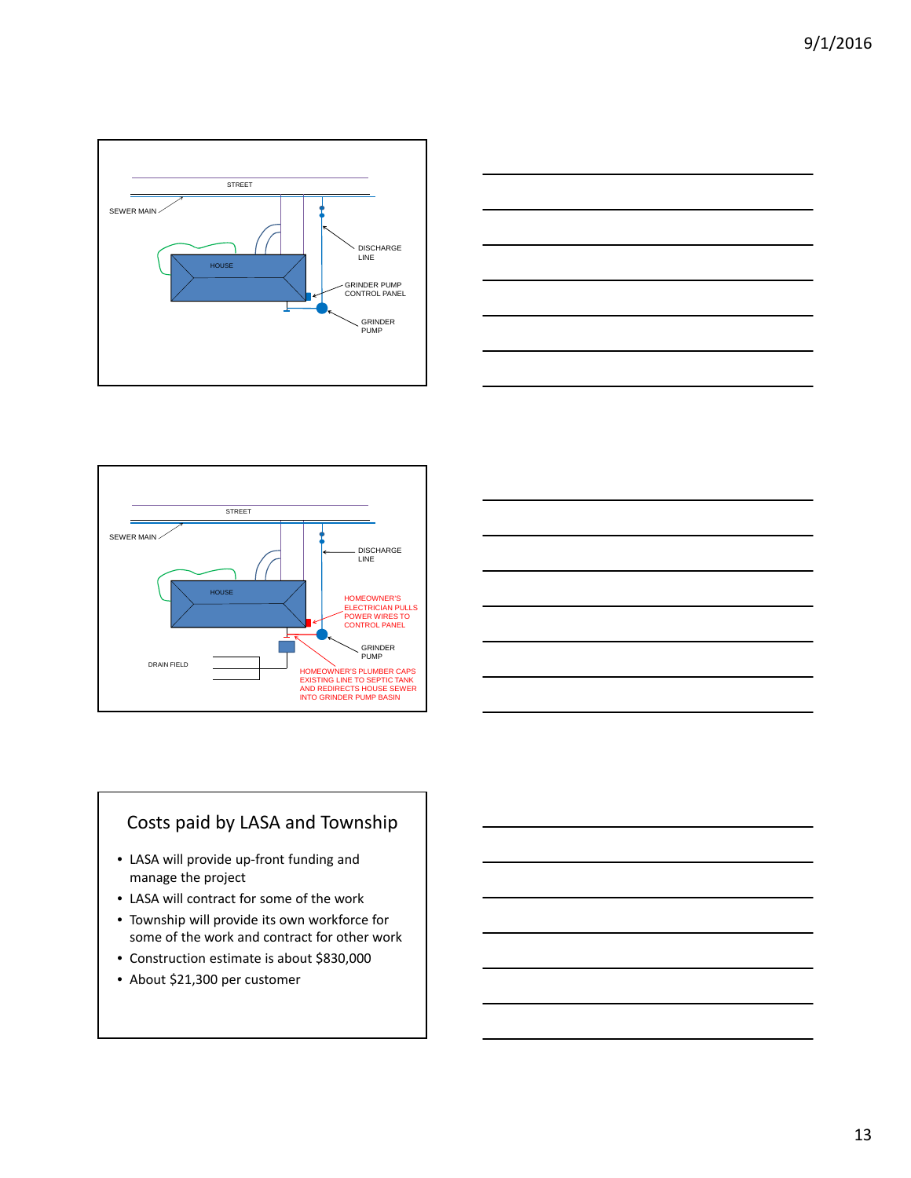STREET

SEWER MAIN

HOUSE

DISCHARGE LINE

GRINDER PUMP CONTROL PANEL

GRINDER PUMP

STREET

SEWER MAIN

DISCHARGE LINE

HOUSE

HOMEOWNER'S ELECTRICIAN PULLS POWER WIRES TO CONTROL PANEL

GRINDER PUMP

DRAIN FIELD

HOMEOWNER'S PLUMBER CAPS EXISTING LINE TO SEPTIC TANK AND REDIRECTS HOUSE SEWER INTO GRINDER PUMP BASIN

## Costs paid by LASA and Township

- LASA will provide up-front funding and manage the project
- LASA will contract for some of the work
- Township will provide its own workforce for some of the work and contract for other work
- Construction estimate is about $830,000
- About $21,300 per customer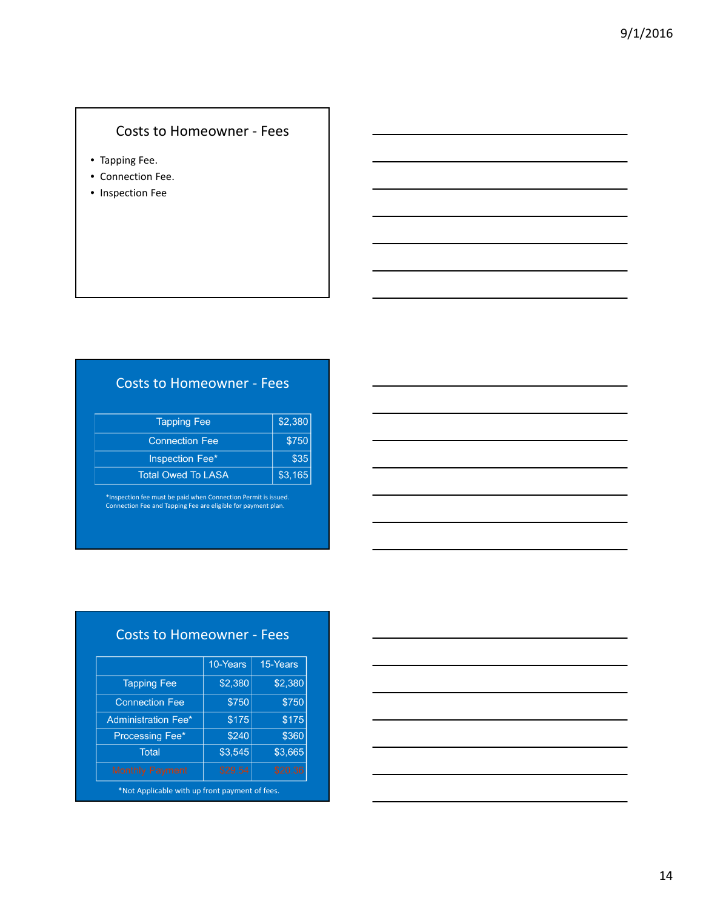## Costs to Homeowner - Fees

- Tapping Fee.
- Connection Fee.
- Inspection Fee

## Costs to Homeowner - Fees

| | |
|---|---|
| Tapping Fee | $2,380 |
| Connection Fee | $750 |
| Inspection Fee* | $35 |
| Total Owed To LASA | $3,165 |

*Inspection fee must be paid when Connection Permit is issued. Connection Fee and Tapping Fee are eligible for payment plan.

## Costs to Homeowner - Fees

| | 10-Years | 15-Years |
|---|---|---|
| Tapping Fee | $2,380 | $2,380 |
| Connection Fee | $750 | $750 |
| Administration Fee* | $175 | $175 |
| Processing Fee* | $240 | $360 |
| Total | $3,545 | $3,665 |
| Monthly Payment | $29.54 | $20.36 |

*Not Applicable with up front payment of fees.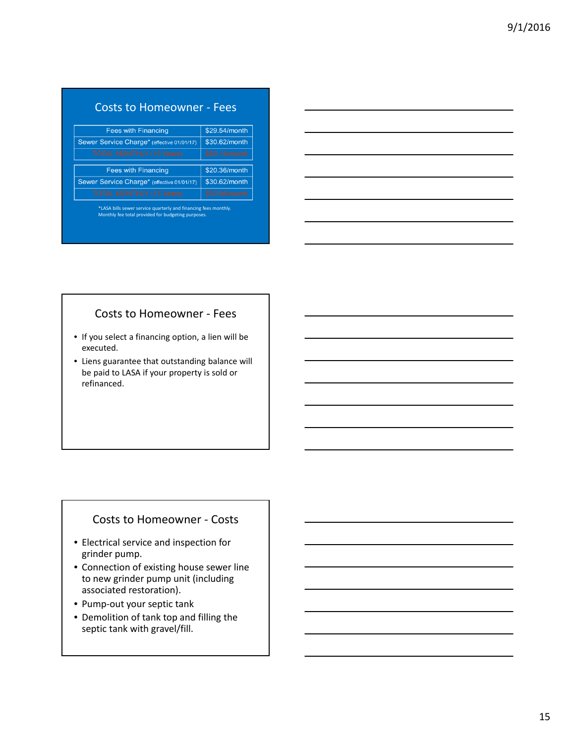## Costs to Homeowner - Fees

| | |
|---|---|
| Fees with Financing | $29.54/month |
| Sewer Service Charge* (effective 01/01/17) | $30.62/month |
| TOTAL MONTHLY (10 Years) | $60.16/month |

| | |
|---|---|
| Fees with Financing | $20.36/month |
| Sewer Service Charge* (effective 01/01/17) | $30.62/month |
| TOTAL MONTHLY (15 Years) | $50.98/month |

*LASA bills sewer service quarterly and financing fees monthly. Monthly fee total provided for budgeting purposes.

## Costs to Homeowner - Fees

- If you select a financing option, a lien will be executed.
- Liens guarantee that outstanding balance will be paid to LASA if your property is sold or refinanced.

## Costs to Homeowner - Costs

- Electrical service and inspection for grinder pump.
- Connection of existing house sewer line to new grinder pump unit (including associated restoration).
- Pump-out your septic tank
- Demolition of tank top and filling the septic tank with gravel/fill.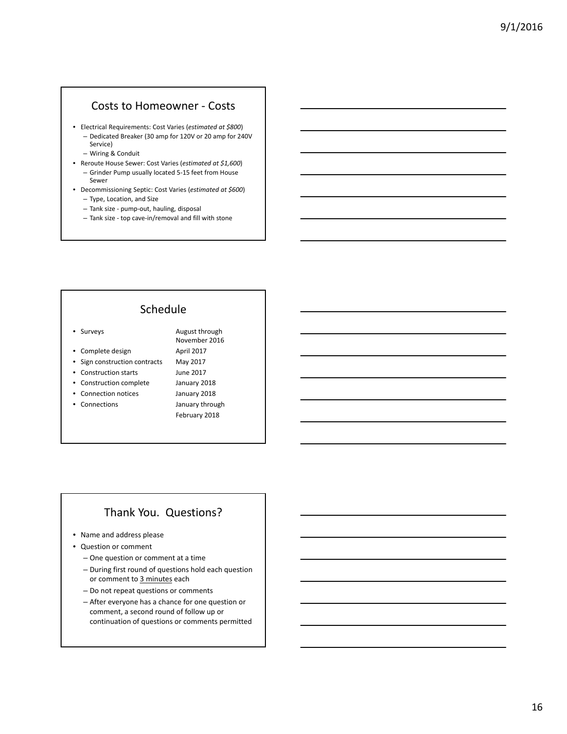## Costs to Homeowner - Costs

- Electrical Requirements: Cost Varies (*estimated at $800*)
  - Dedicated Breaker (30 amp for 120V or 20 amp for 240V Service)
  - Wiring & Conduit
- Reroute House Sewer: Cost Varies (*estimated at $1,600*)
  - Grinder Pump usually located 5-15 feet from House Sewer
- Decommissioning Septic: Cost Varies (*estimated at $600*)
  - Type, Location, and Size
  - Tank size - pump-out, hauling, disposal
  - Tank size - top cave-in/removal and fill with stone

## Schedule

| | |
|---|---|
| • Surveys | August through November 2016 |
| • Complete design | April 2017 |
| • Sign construction contracts | May 2017 |
| • Construction starts | June 2017 |
| • Construction complete | January 2018 |
| • Connection notices | January 2018 |
| • Connections | January through February 2018 |

## Thank You. Questions?

- Name and address please
- Question or comment
  - One question or comment at a time
  - During first round of questions hold each question or comment to <u>3 minutes</u> each
  - Do not repeat questions or comments
  - After everyone has a chance for one question or comment, a second round of follow up or continuation of questions or comments permitted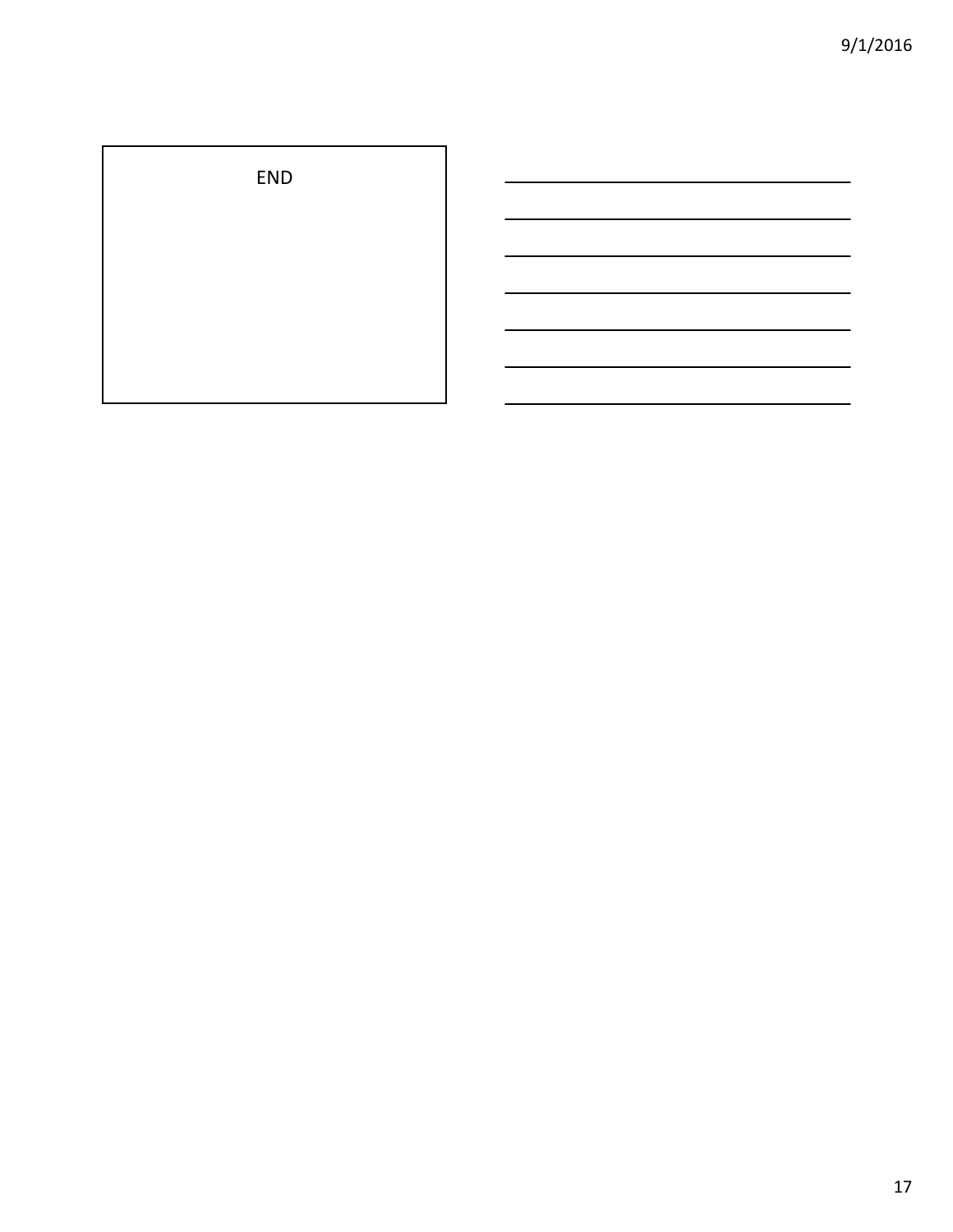END